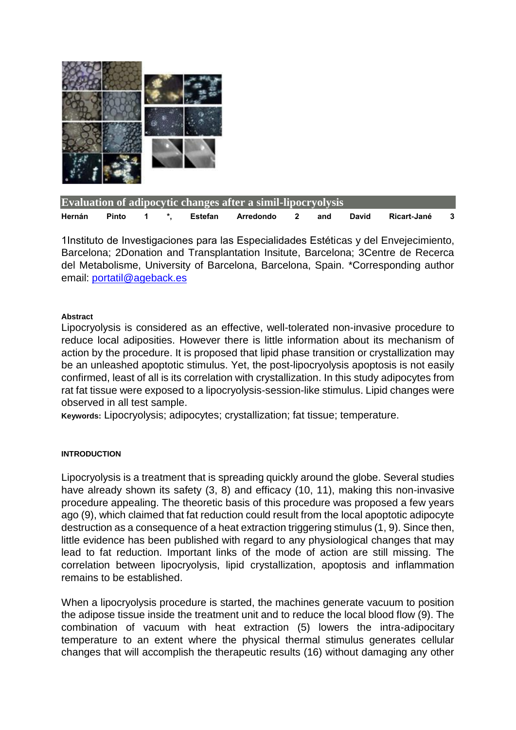# Evaluation of adipocytic changes after a simil-lipocryolysis

**Hernán Pinto [1] \*, Estefan Arredondo [2] and David Ricart-Jané [3]**

[1]Instituto de Investigaciones para las Especialidades Estéticas y del Envejecimiento, Barcelona; [2]Donation and Transplantation Insitute, Barcelona; [3]Centre de Recerca del Metabolisme, University of Barcelona, Barcelona, Spain. \*Corresponding author email: portatil@ageback.es

**Abstract**

Lipocryolysis is considered as an effective, well-tolerated non-invasive procedure to reduce local adiposities. However there is little information about its mechanism of action by the procedure. It is proposed that lipid phase transition or crystallization may be an unleashed apoptotic stimulus. Yet, the post-lipocryolysis apoptosis is not easily confirmed, least of all is its correlation with crystallization. In this study adipocytes from rat fat tissue were exposed to a lipocryolysis-session-like stimulus. Lipid changes were observed in all test sample.

**Keywords:** Lipocryolysis; adipocytes; crystallization; fat tissue; temperature.

## INTRODUCTION

Lipocryolysis is a treatment that is spreading quickly around the globe. Several studies have already shown its safety (3, 8) and efficacy (10, 11), making this non-invasive procedure appealing. The theoretic basis of this procedure was proposed a few years ago (9), which claimed that fat reduction could result from the local apoptotic adipocyte destruction as a consequence of a heat extraction triggering stimulus (1, 9). Since then, little evidence has been published with regard to any physiological changes that may lead to fat reduction. Important links of the mode of action are still missing. The correlation between lipocryolysis, lipid crystallization, apoptosis and inflammation remains to be established.

When a lipocryolysis procedure is started, the machines generate vacuum to position the adipose tissue inside the treatment unit and to reduce the local blood flow (9). The combination of vacuum with heat extraction (5) lowers the intra-adipocitary temperature to an extent where the physical thermal stimulus generates cellular changes that will accomplish the therapeutic results (16) without damaging any other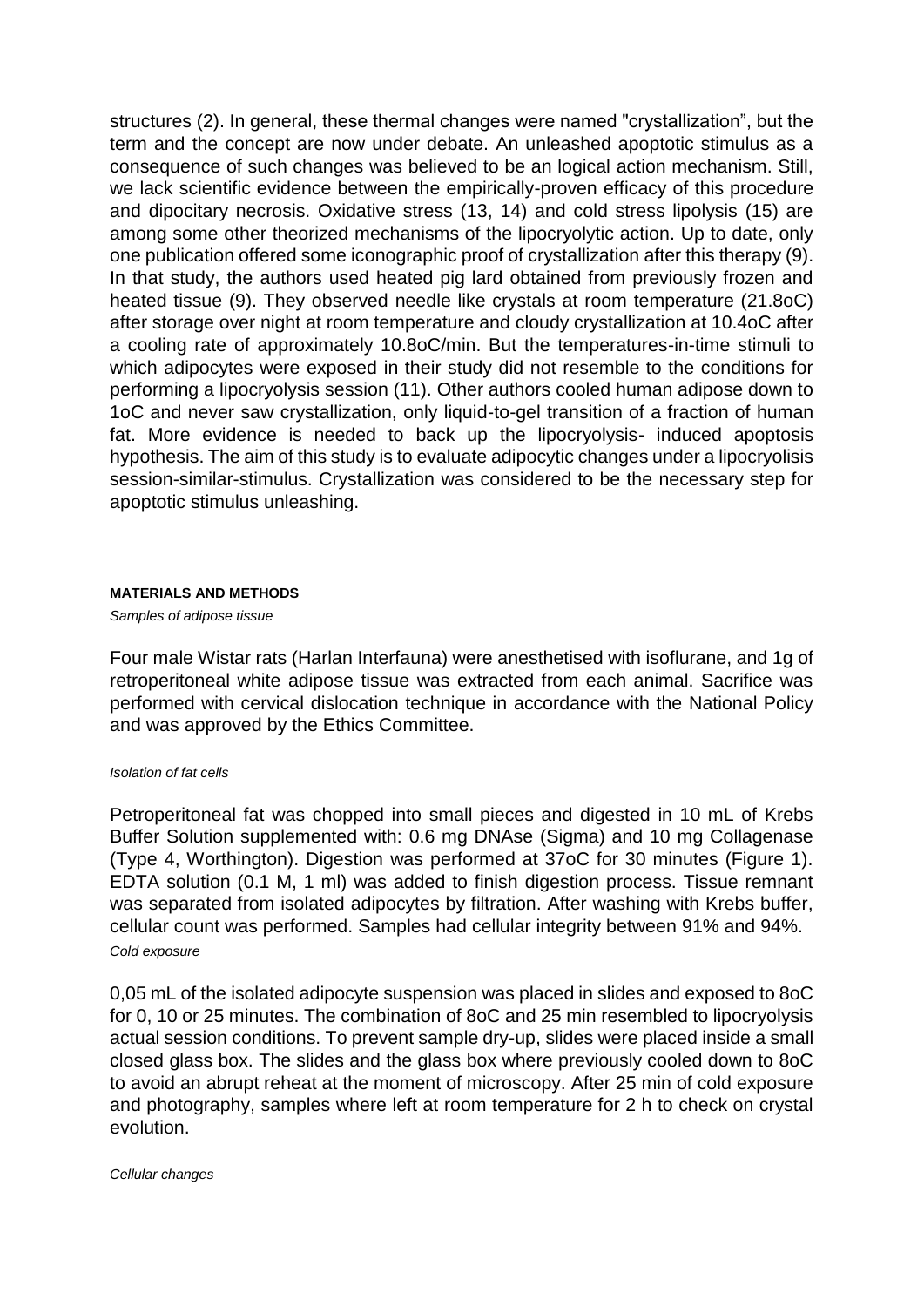structures (2). In general, these thermal changes were named "crystallization", but the term and the concept are now under debate. An unleashed apoptotic stimulus as a consequence of such changes was believed to be an logical action mechanism. Still, we lack scientific evidence between the empirically-proven efficacy of this procedure and dipocitary necrosis. Oxidative stress (13, 14) and cold stress lipolysis (15) are among some other theorized mechanisms of the lipocryolytic action. Up to date, only one publication offered some iconographic proof of crystallization after this therapy (9). In that study, the authors used heated pig lard obtained from previously frozen and heated tissue (9). They observed needle like crystals at room temperature (21.8oC) after storage over night at room temperature and cloudy crystallization at 10.4oC after a cooling rate of approximately 10.8oC/min. But the temperatures-in-time stimuli to which adipocytes were exposed in their study did not resemble to the conditions for performing a lipocryolysis session (11). Other authors cooled human adipose down to 1oC and never saw crystallization, only liquid-to-gel transition of a fraction of human fat. More evidence is needed to back up the lipocryolysis- induced apoptosis hypothesis. The aim of this study is to evaluate adipocytic changes under a lipocryolisis session-similar-stimulus. Crystallization was considered to be the necessary step for apoptotic stimulus unleashing.

#### MATERIALS AND METHODS

*Samples of adipose tissue*

Four male Wistar rats (Harlan Interfauna) were anesthetised with isoflurane, and 1g of retroperitoneal white adipose tissue was extracted from each animal. Sacrifice was performed with cervical dislocation technique in accordance with the National Policy and was approved by the Ethics Committee.

*Isolation of fat cells*

Petroperitoneal fat was chopped into small pieces and digested in 10 mL of Krebs Buffer Solution supplemented with: 0.6 mg DNAse (Sigma) and 10 mg Collagenase (Type 4, Worthington). Digestion was performed at 37oC for 30 minutes (Figure 1). EDTA solution (0.1 M, 1 ml) was added to finish digestion process. Tissue remnant was separated from isolated adipocytes by filtration. After washing with Krebs buffer, cellular count was performed. Samples had cellular integrity between 91% and 94%.

*Cold exposure*

0,05 mL of the isolated adipocyte suspension was placed in slides and exposed to 8oC for 0, 10 or 25 minutes. The combination of 8oC and 25 min resembled to lipocryolysis actual session conditions. To prevent sample dry-up, slides were placed inside a small closed glass box. The slides and the glass box where previously cooled down to 8oC to avoid an abrupt reheat at the moment of microscopy. After 25 min of cold exposure and photography, samples where left at room temperature for 2 h to check on crystal evolution.

*Cellular changes*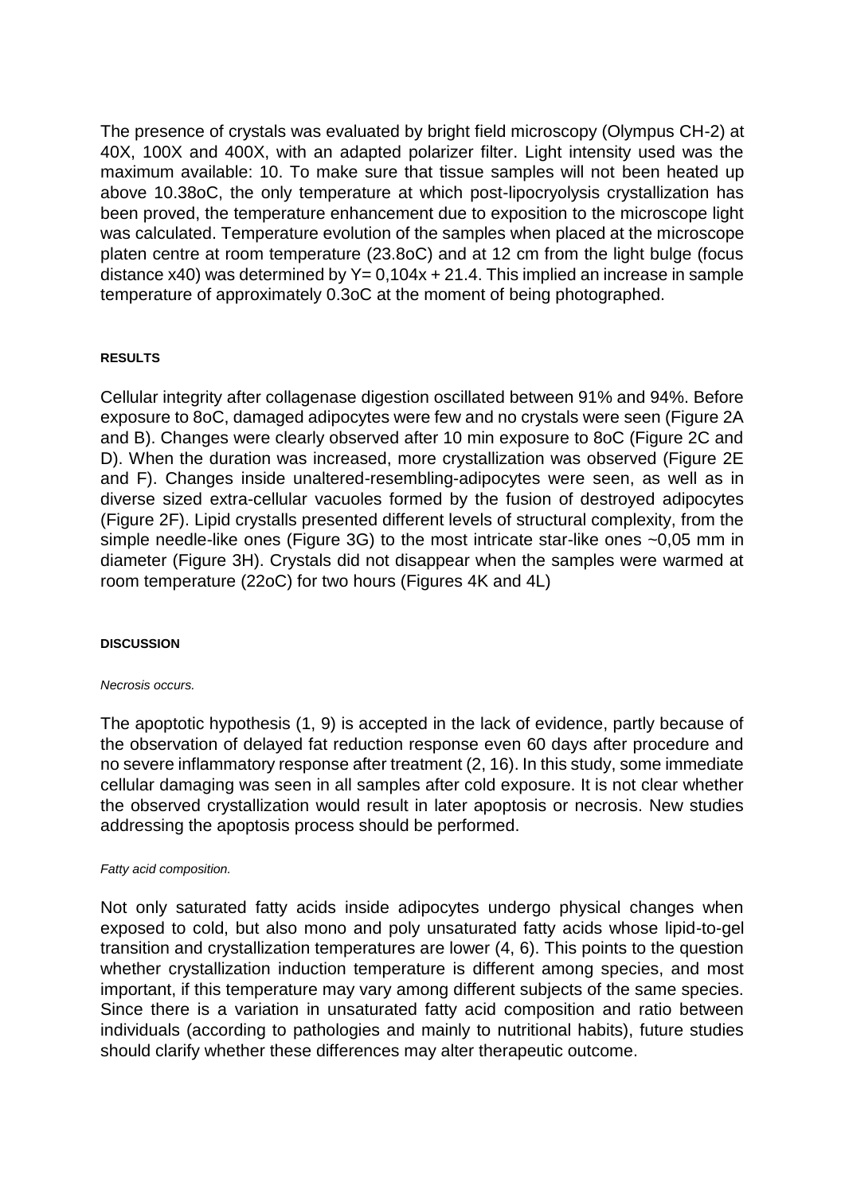The presence of crystals was evaluated by bright field microscopy (Olympus CH-2) at 40X, 100X and 400X, with an adapted polarizer filter. Light intensity used was the maximum available: 10. To make sure that tissue samples will not been heated up above 10.38oC, the only temperature at which post-lipocryolysis crystallization has been proved, the temperature enhancement due to exposition to the microscope light was calculated. Temperature evolution of the samples when placed at the microscope platen centre at room temperature (23.8oC) and at 12 cm from the light bulge (focus distance x40) was determined by $Y= 0,104x + 21.4$. This implied an increase in sample temperature of approximately 0.3oC at the moment of being photographed.

## RESULTS

Cellular integrity after collagenase digestion oscillated between 91% and 94%. Before exposure to 8oC, damaged adipocytes were few and no crystals were seen (Figure 2A and B). Changes were clearly observed after 10 min exposure to 8oC (Figure 2C and D). When the duration was increased, more crystallization was observed (Figure 2E and F). Changes inside unaltered-resembling-adipocytes were seen, as well as in diverse sized extra-cellular vacuoles formed by the fusion of destroyed adipocytes (Figure 2F). Lipid crystalls presented different levels of structural complexity, from the simple needle-like ones (Figure 3G) to the most intricate star-like ones ~0,05 mm in diameter (Figure 3H). Crystals did not disappear when the samples were warmed at room temperature (22oC) for two hours (Figures 4K and 4L)

## DISCUSSION

*Necrosis occurs.*

The apoptotic hypothesis (1, 9) is accepted in the lack of evidence, partly because of the observation of delayed fat reduction response even 60 days after procedure and no severe inflammatory response after treatment (2, 16). In this study, some immediate cellular damaging was seen in all samples after cold exposure. It is not clear whether the observed crystallization would result in later apoptosis or necrosis. New studies addressing the apoptosis process should be performed.

*Fatty acid composition.*

Not only saturated fatty acids inside adipocytes undergo physical changes when exposed to cold, but also mono and poly unsaturated fatty acids whose lipid-to-gel transition and crystallization temperatures are lower (4, 6). This points to the question whether crystallization induction temperature is different among species, and most important, if this temperature may vary among different subjects of the same species. Since there is a variation in unsaturated fatty acid composition and ratio between individuals (according to pathologies and mainly to nutritional habits), future studies should clarify whether these differences may alter therapeutic outcome.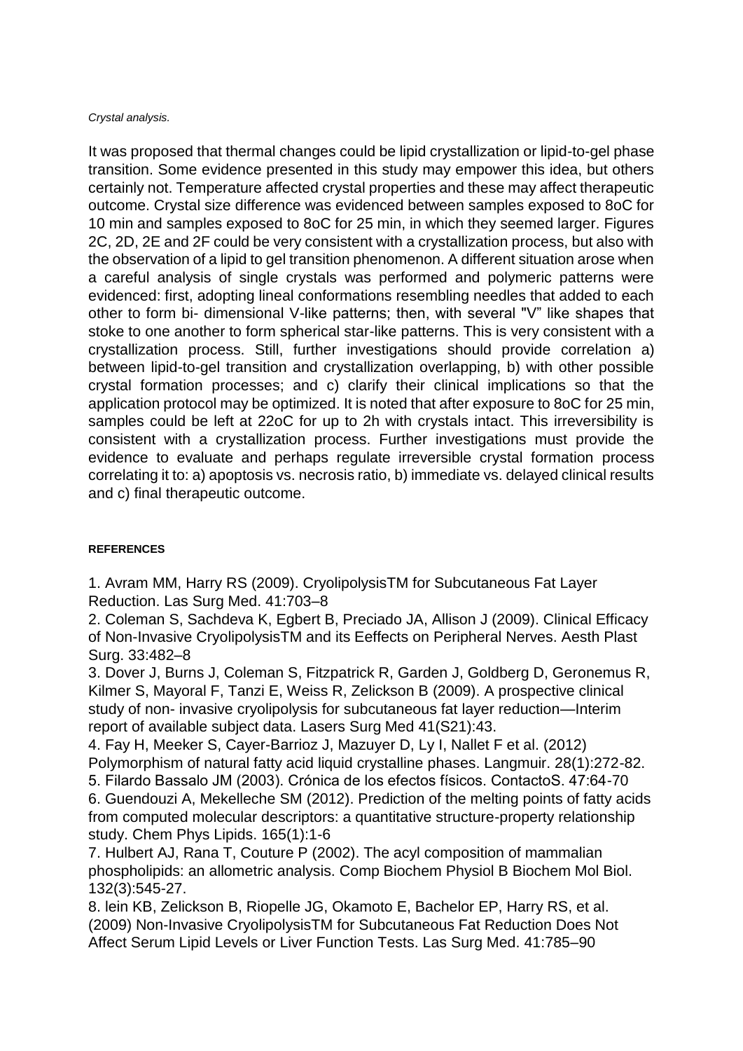*Crystal analysis.*

It was proposed that thermal changes could be lipid crystallization or lipid-to-gel phase transition. Some evidence presented in this study may empower this idea, but others certainly not. Temperature affected crystal properties and these may affect therapeutic outcome. Crystal size difference was evidenced between samples exposed to 8oC for 10 min and samples exposed to 8oC for 25 min, in which they seemed larger. Figures 2C, 2D, 2E and 2F could be very consistent with a crystallization process, but also with the observation of a lipid to gel transition phenomenon. A different situation arose when a careful analysis of single crystals was performed and polymeric patterns were evidenced: first, adopting lineal conformations resembling needles that added to each other to form bi- dimensional V-like patterns; then, with several "V" like shapes that stoke to one another to form spherical star-like patterns. This is very consistent with a crystallization process. Still, further investigations should provide correlation a) between lipid-to-gel transition and crystallization overlapping, b) with other possible crystal formation processes; and c) clarify their clinical implications so that the application protocol may be optimized. It is noted that after exposure to 8oC for 25 min, samples could be left at 22oC for up to 2h with crystals intact. This irreversibility is consistent with a crystallization process. Further investigations must provide the evidence to evaluate and perhaps regulate irreversible crystal formation process correlating it to: a) apoptosis vs. necrosis ratio, b) immediate vs. delayed clinical results and c) final therapeutic outcome.

**REFERENCES**

1. Avram MM, Harry RS (2009). CryolipolysisTM for Subcutaneous Fat Layer Reduction. Las Surg Med. 41:703–8
2. Coleman S, Sachdeva K, Egbert B, Preciado JA, Allison J (2009). Clinical Efficacy of Non-Invasive CryolipolysisTM and its Eeffects on Peripheral Nerves. Aesth Plast Surg. 33:482–8
3. Dover J, Burns J, Coleman S, Fitzpatrick R, Garden J, Goldberg D, Geronemus R, Kilmer S, Mayoral F, Tanzi E, Weiss R, Zelickson B (2009). A prospective clinical study of non- invasive cryolipolysis for subcutaneous fat layer reduction—Interim report of available subject data. Lasers Surg Med 41(S21):43.
4. Fay H, Meeker S, Cayer-Barrioz J, Mazuyer D, Ly I, Nallet F et al. (2012) Polymorphism of natural fatty acid liquid crystalline phases. Langmuir. 28(1):272-82.
5. Filardo Bassalo JM (2003). Crónica de los efectos físicos. ContactoS. 47:64-70
6. Guendouzi A, Mekelleche SM (2012). Prediction of the melting points of fatty acids from computed molecular descriptors: a quantitative structure-property relationship study. Chem Phys Lipids. 165(1):1-6
7. Hulbert AJ, Rana T, Couture P (2002). The acyl composition of mammalian phospholipids: an allometric analysis. Comp Biochem Physiol B Biochem Mol Biol. 132(3):545-27.
8. lein KB, Zelickson B, Riopelle JG, Okamoto E, Bachelor EP, Harry RS, et al. (2009) Non-Invasive CryolipolysisTM for Subcutaneous Fat Reduction Does Not Affect Serum Lipid Levels or Liver Function Tests. Las Surg Med. 41:785–90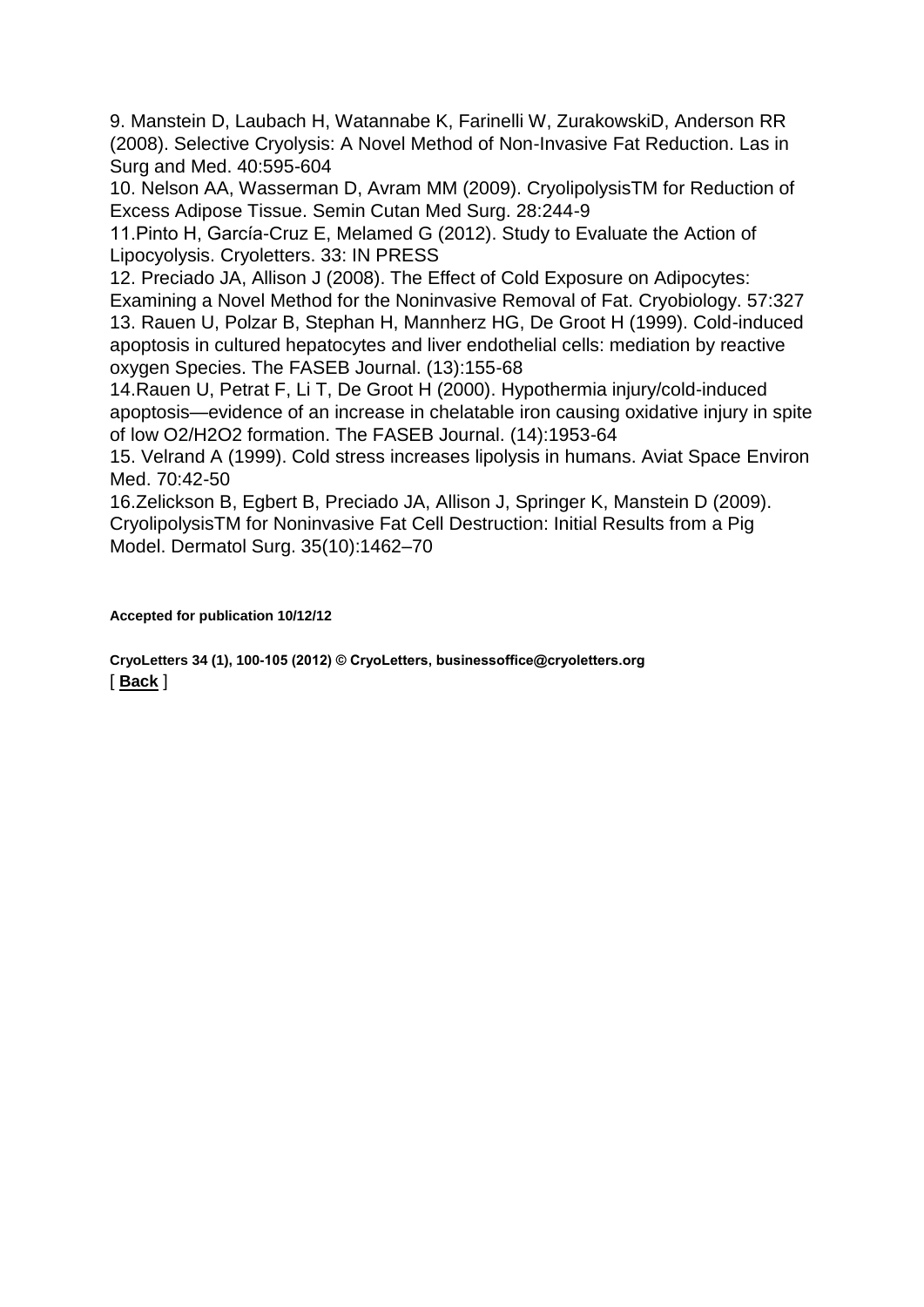9. Manstein D, Laubach H, Watannabe K, Farinelli W, ZurakowskiD, Anderson RR (2008). Selective Cryolysis: A Novel Method of Non-Invasive Fat Reduction. Las in Surg and Med. 40:595-604

10. Nelson AA, Wasserman D, Avram MM (2009). CryolipolysisTM for Reduction of Excess Adipose Tissue. Semin Cutan Med Surg. 28:244-9

11.Pinto H, García-Cruz E, Melamed G (2012). Study to Evaluate the Action of Lipocyolysis. Cryoletters. 33: IN PRESS

12. Preciado JA, Allison J (2008). The Effect of Cold Exposure on Adipocytes: Examining a Novel Method for the Noninvasive Removal of Fat. Cryobiology. 57:327

13. Rauen U, Polzar B, Stephan H, Mannherz HG, De Groot H (1999). Cold-induced apoptosis in cultured hepatocytes and liver endothelial cells: mediation by reactive oxygen Species. The FASEB Journal. (13):155-68

14.Rauen U, Petrat F, Li T, De Groot H (2000). Hypothermia injury/cold-induced apoptosis—evidence of an increase in chelatable iron causing oxidative injury in spite of low O2/H2O2 formation. The FASEB Journal. (14):1953-64

15. Velrand A (1999). Cold stress increases lipolysis in humans. Aviat Space Environ Med. 70:42-50

16.Zelickson B, Egbert B, Preciado JA, Allison J, Springer K, Manstein D (2009). CryolipolysisTM for Noninvasive Fat Cell Destruction: Initial Results from a Pig Model. Dermatol Surg. 35(10):1462–70

**Accepted for publication 10/12/12**

**CryoLetters 34 (1), 100-105 (2012) © CryoLetters, businessoffice@cryoletters.org**
[ **Back** ]